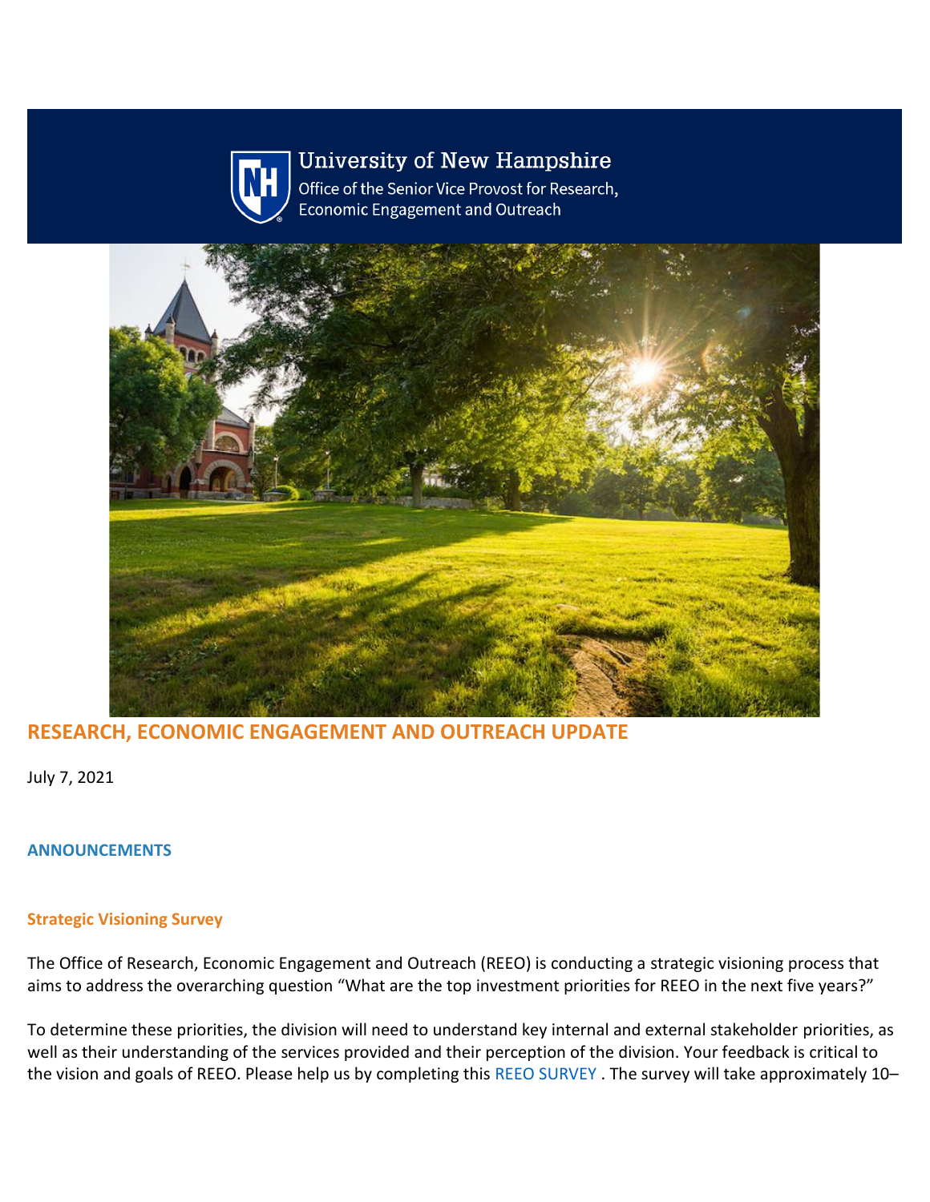University of New Hampshire

Office of the Senior Vice Provost for Research, Economic Engagement and Outreach

# RESEARCH, ECONOMIC ENGAGEMENT AND OUTREACH UPDATE

July 7, 2021

## ANNOUNCEMENTS

### Strategic Visioning Survey

The Office of Research, Economic Engagement and Outreach (REEO) is conducting a strategic visioning process that aims to address the overarching question "What are the top investment priorities for REEO in the next five years?"

To determine these priorities, the division will need to understand key internal and external stakeholder priorities, as well as their understanding of the services provided and their perception of the division. Your feedback is critical to the vision and goals of REEO. Please help us by completing this REEO SURVEY . The survey will take approximately 10–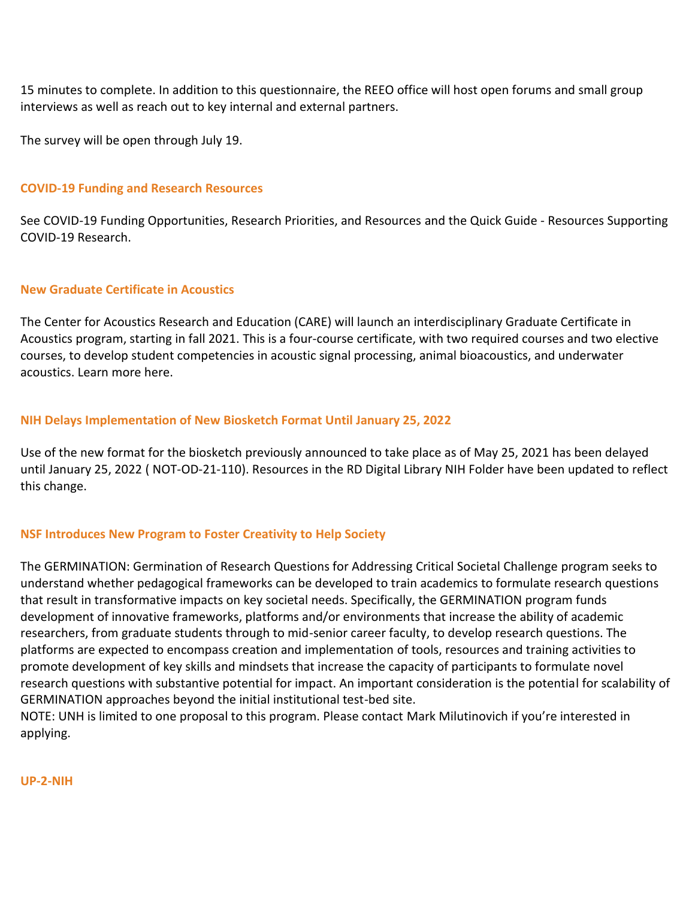15 minutes to complete. In addition to this questionnaire, the REEO office will host open forums and small group interviews as well as reach out to key internal and external partners.

The survey will be open through July 19.

## COVID-19 Funding and Research Resources

See COVID-19 Funding Opportunities, Research Priorities, and Resources and the Quick Guide - Resources Supporting COVID-19 Research.

## New Graduate Certificate in Acoustics

The Center for Acoustics Research and Education (CARE) will launch an interdisciplinary Graduate Certificate in Acoustics program, starting in fall 2021. This is a four-course certificate, with two required courses and two elective courses, to develop student competencies in acoustic signal processing, animal bioacoustics, and underwater acoustics. Learn more here.

## NIH Delays Implementation of New Biosketch Format Until January 25, 2022

Use of the new format for the biosketch previously announced to take place as of May 25, 2021 has been delayed until January 25, 2022 ( NOT-OD-21-110). Resources in the RD Digital Library NIH Folder have been updated to reflect this change.

## NSF Introduces New Program to Foster Creativity to Help Society

The GERMINATION: Germination of Research Questions for Addressing Critical Societal Challenge program seeks to understand whether pedagogical frameworks can be developed to train academics to formulate research questions that result in transformative impacts on key societal needs. Specifically, the GERMINATION program funds development of innovative frameworks, platforms and/or environments that increase the ability of academic researchers, from graduate students through to mid-senior career faculty, to develop research questions. The platforms are expected to encompass creation and implementation of tools, resources and training activities to promote development of key skills and mindsets that increase the capacity of participants to formulate novel research questions with substantive potential for impact. An important consideration is the potential for scalability of GERMINATION approaches beyond the initial institutional test-bed site.
NOTE: UNH is limited to one proposal to this program. Please contact Mark Milutinovich if you're interested in applying.

## UP-2-NIH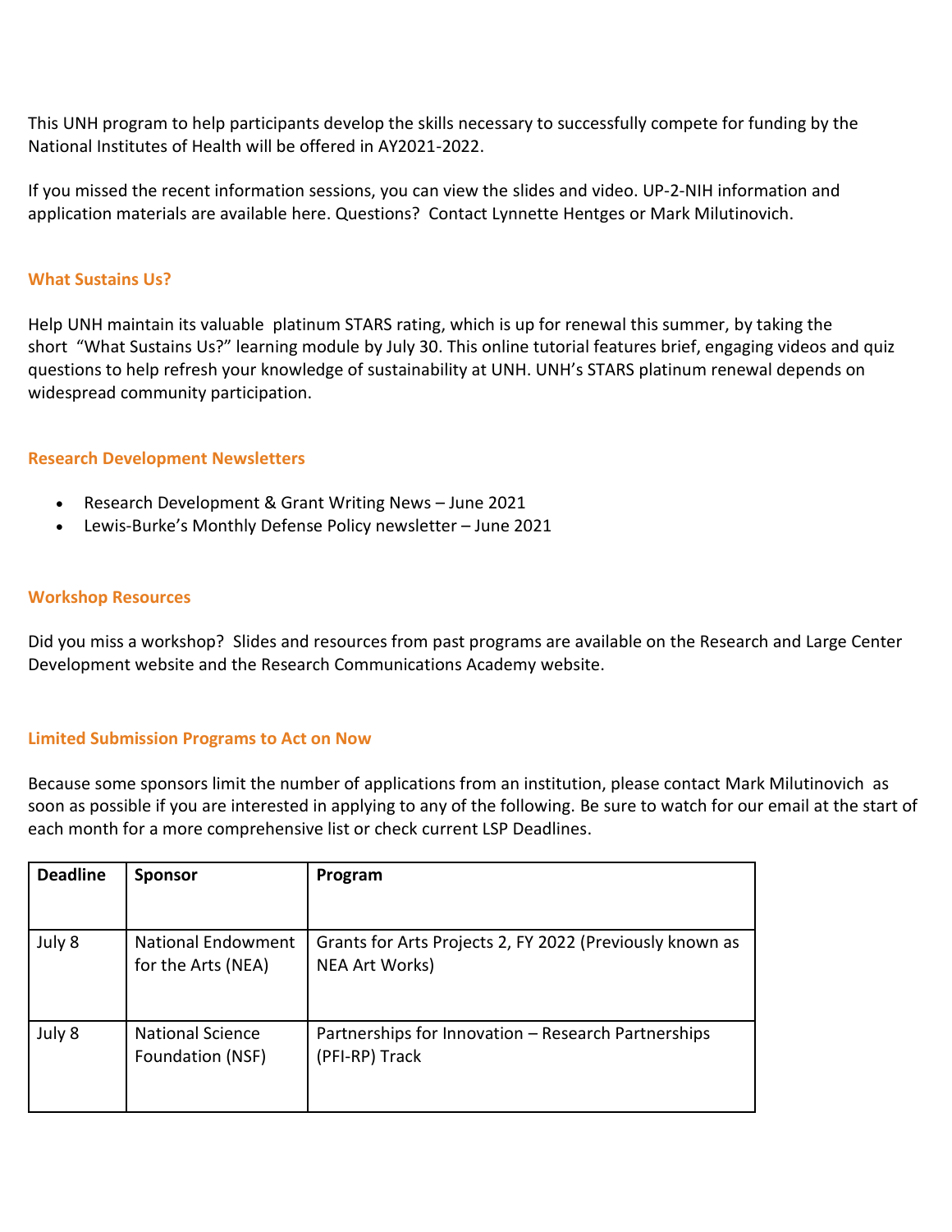This UNH program to help participants develop the skills necessary to successfully compete for funding by the National Institutes of Health will be offered in AY2021-2022.

If you missed the recent information sessions, you can view the slides and video. UP-2-NIH information and application materials are available here. Questions? Contact Lynnette Hentges or Mark Milutinovich.

### What Sustains Us?

Help UNH maintain its valuable platinum STARS rating, which is up for renewal this summer, by taking the short "What Sustains Us?" learning module by July 30. This online tutorial features brief, engaging videos and quiz questions to help refresh your knowledge of sustainability at UNH. UNH's STARS platinum renewal depends on widespread community participation.

### Research Development Newsletters

- Research Development & Grant Writing News – June 2021
- Lewis-Burke's Monthly Defense Policy newsletter – June 2021

### Workshop Resources

Did you miss a workshop? Slides and resources from past programs are available on the Research and Large Center Development website and the Research Communications Academy website.

### Limited Submission Programs to Act on Now

Because some sponsors limit the number of applications from an institution, please contact Mark Milutinovich as soon as possible if you are interested in applying to any of the following. Be sure to watch for our email at the start of each month for a more comprehensive list or check current LSP Deadlines.

| Deadline | Sponsor | Program |
|---|---|---|
| July 8 | National Endowment for the Arts (NEA) | Grants for Arts Projects 2, FY 2022 (Previously known as NEA Art Works) |
| July 8 | National Science Foundation (NSF) | Partnerships for Innovation – Research Partnerships (PFI-RP) Track |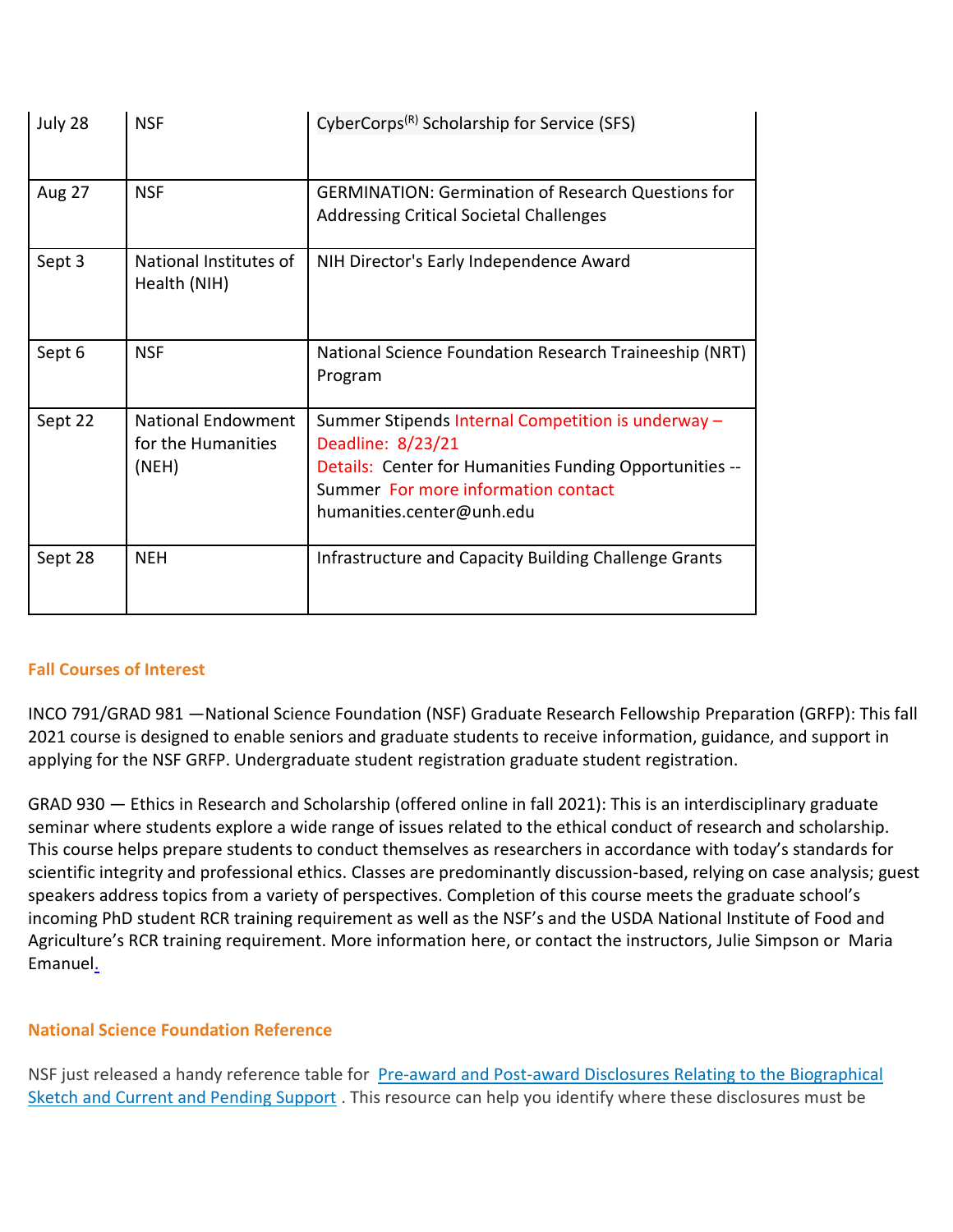| | | |
|---|---|---|
| July 28 | NSF | CyberCorps(R) Scholarship for Service (SFS) |
| Aug 27 | NSF | GERMINATION: Germination of Research Questions for Addressing Critical Societal Challenges |
| Sept 3 | National Institutes of Health (NIH) | NIH Director's Early Independence Award |
| Sept 6 | NSF | National Science Foundation Research Traineeship (NRT) Program |
| Sept 22 | National Endowment for the Humanities (NEH) | Summer Stipends Internal Competition is underway – Deadline: 8/23/21 Details: Center for Humanities Funding Opportunities -- Summer For more information contact humanities.center@unh.edu |
| Sept 28 | NEH | Infrastructure and Capacity Building Challenge Grants |

**Fall Courses of Interest**

INCO 791/GRAD 981 —National Science Foundation (NSF) Graduate Research Fellowship Preparation (GRFP): This fall 2021 course is designed to enable seniors and graduate students to receive information, guidance, and support in applying for the NSF GRFP. Undergraduate student registration graduate student registration.

GRAD 930 — Ethics in Research and Scholarship (offered online in fall 2021): This is an interdisciplinary graduate seminar where students explore a wide range of issues related to the ethical conduct of research and scholarship. This course helps prepare students to conduct themselves as researchers in accordance with today's standards for scientific integrity and professional ethics. Classes are predominantly discussion-based, relying on case analysis; guest speakers address topics from a variety of perspectives. Completion of this course meets the graduate school's incoming PhD student RCR training requirement as well as the NSF's and the USDA National Institute of Food and Agriculture's RCR training requirement. More information here, or contact the instructors, Julie Simpson or Maria Emanuel.

**National Science Foundation Reference**

NSF just released a handy reference table for Pre-award and Post-award Disclosures Relating to the Biographical Sketch and Current and Pending Support . This resource can help you identify where these disclosures must be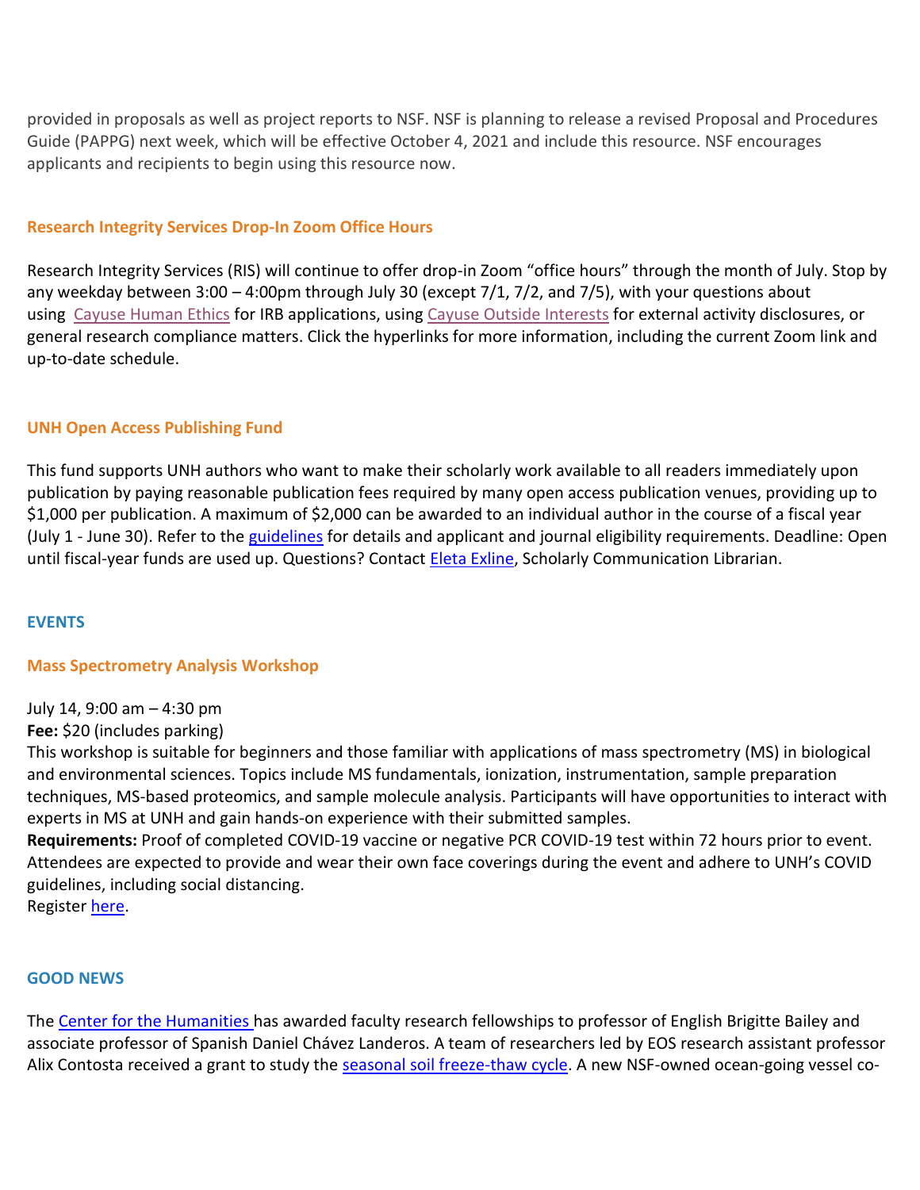provided in proposals as well as project reports to NSF. NSF is planning to release a revised Proposal and Procedures Guide (PAPPG) next week, which will be effective October 4, 2021 and include this resource. NSF encourages applicants and recipients to begin using this resource now.

### Research Integrity Services Drop-In Zoom Office Hours

Research Integrity Services (RIS) will continue to offer drop-in Zoom "office hours" through the month of July. Stop by any weekday between 3:00 – 4:00pm through July 30 (except 7/1, 7/2, and 7/5), with your questions about using Cayuse Human Ethics for IRB applications, using Cayuse Outside Interests for external activity disclosures, or general research compliance matters. Click the hyperlinks for more information, including the current Zoom link and up-to-date schedule.

### UNH Open Access Publishing Fund

This fund supports UNH authors who want to make their scholarly work available to all readers immediately upon publication by paying reasonable publication fees required by many open access publication venues, providing up to $1,000 per publication. A maximum of $2,000 can be awarded to an individual author in the course of a fiscal year (July 1 - June 30). Refer to the guidelines for details and applicant and journal eligibility requirements. Deadline: Open until fiscal-year funds are used up. Questions? Contact Eleta Exline, Scholarly Communication Librarian.

## EVENTS

### Mass Spectrometry Analysis Workshop

July 14, 9:00 am – 4:30 pm
**Fee:** $20 (includes parking)
This workshop is suitable for beginners and those familiar with applications of mass spectrometry (MS) in biological and environmental sciences. Topics include MS fundamentals, ionization, instrumentation, sample preparation techniques, MS-based proteomics, and sample molecule analysis. Participants will have opportunities to interact with experts in MS at UNH and gain hands-on experience with their submitted samples.
**Requirements:** Proof of completed COVID-19 vaccine or negative PCR COVID-19 test within 72 hours prior to event. Attendees are expected to provide and wear their own face coverings during the event and adhere to UNH's COVID guidelines, including social distancing.
Register here.

## GOOD NEWS

The Center for the Humanities has awarded faculty research fellowships to professor of English Brigitte Bailey and associate professor of Spanish Daniel Chávez Landeros. A team of researchers led by EOS research assistant professor Alix Contosta received a grant to study the seasonal soil freeze-thaw cycle. A new NSF-owned ocean-going vessel co-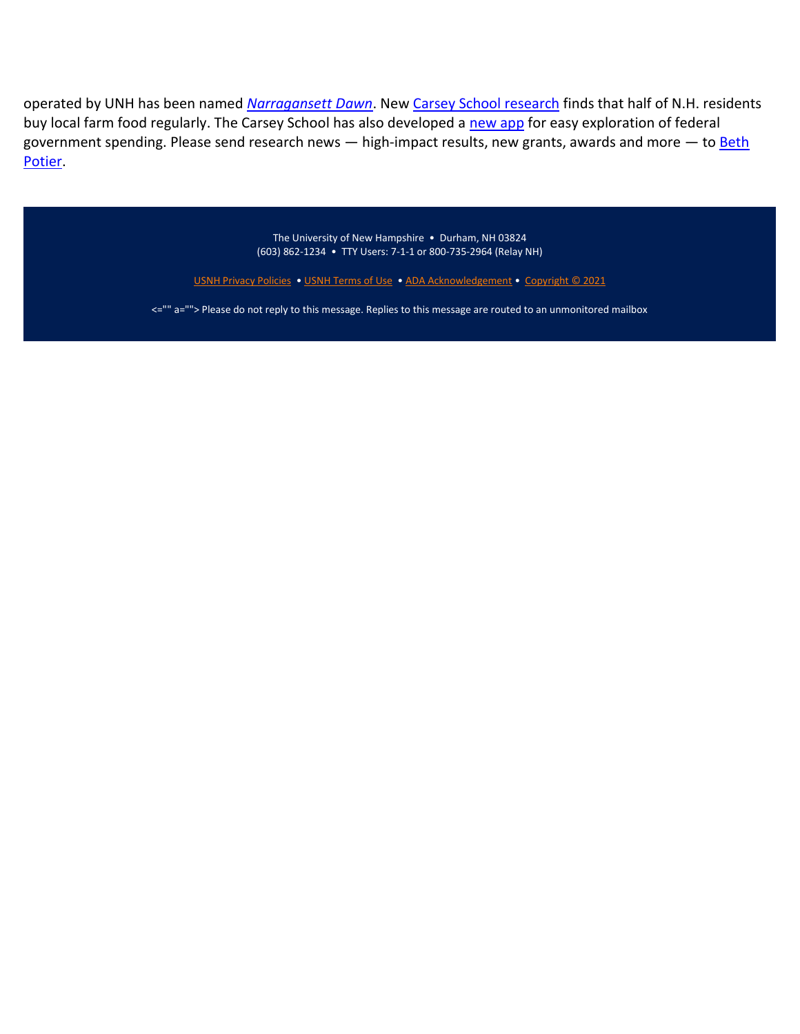operated by UNH has been named *Narragansett Dawn*. New Carsey School research finds that half of N.H. residents buy local farm food regularly. The Carsey School has also developed a new app for easy exploration of federal government spending. Please send research news — high-impact results, new grants, awards and more — to Beth Potier.

The University of New Hampshire • Durham, NH 03824
(603) 862-1234 • TTY Users: 7-1-1 or 800-735-2964 (Relay NH)

USNH Privacy Policies • USNH Terms of Use • ADA Acknowledgement • Copyright © 2021

<="" a=""> Please do not reply to this message. Replies to this message are routed to an unmonitored mailbox